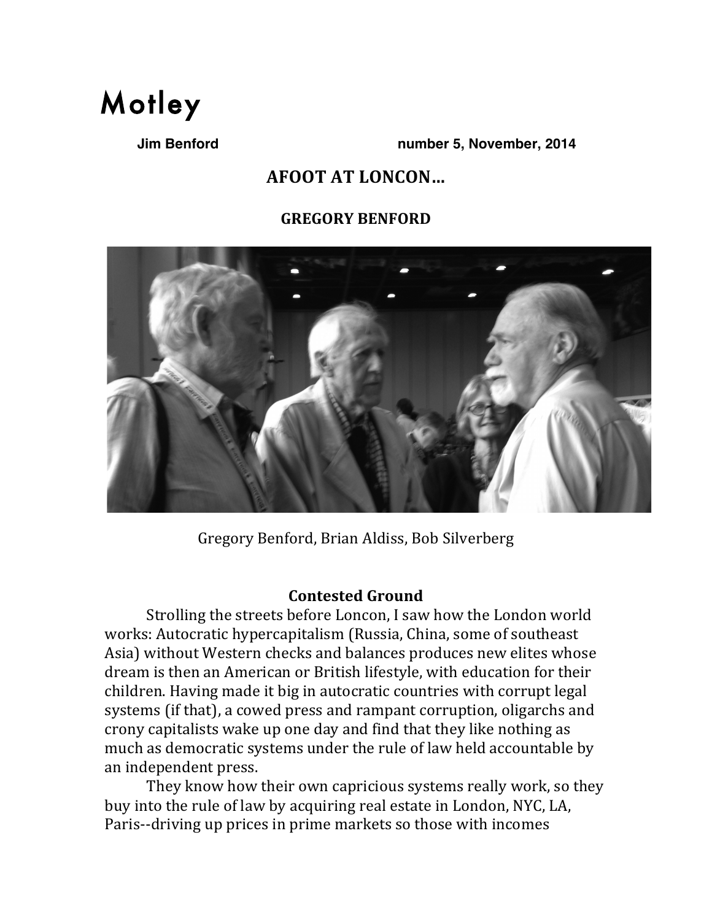# Motley

**Jim Benford** **number 5, November, 2014**

## AFOOT AT LONCON…

### GREGORY BENFORD

Gregory Benford, Brian Aldiss, Bob Silverberg

### Contested Ground

Strolling the streets before Loncon, I saw how the London world works: Autocratic hypercapitalism (Russia, China, some of southeast Asia) without Western checks and balances produces new elites whose dream is then an American or British lifestyle, with education for their children. Having made it big in autocratic countries with corrupt legal systems (if that), a cowed press and rampant corruption, oligarchs and crony capitalists wake up one day and find that they like nothing as much as democratic systems under the rule of law held accountable by an independent press.

They know how their own capricious systems really work, so they buy into the rule of law by acquiring real estate in London, NYC, LA, Paris--driving up prices in prime markets so those with incomes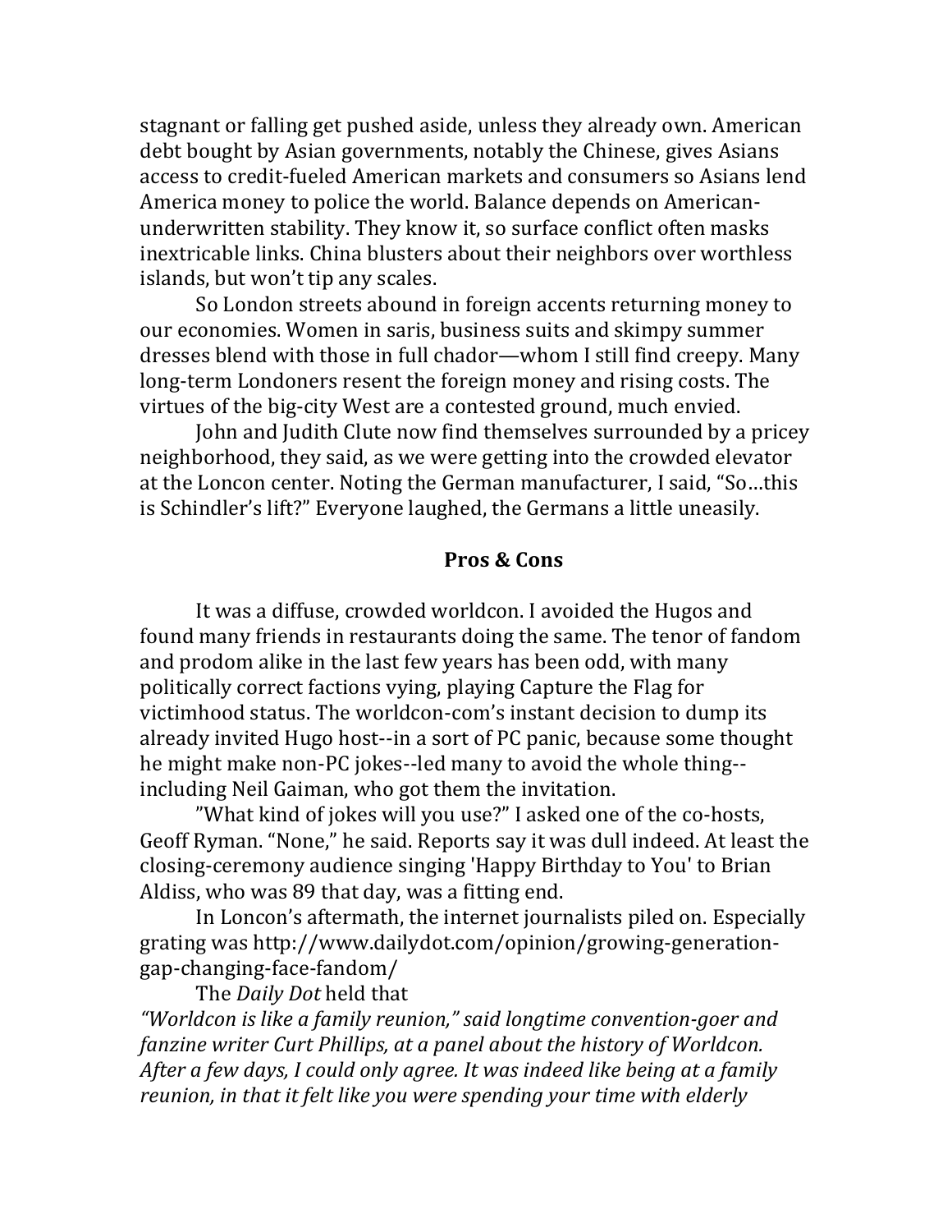stagnant or falling get pushed aside, unless they already own. American debt bought by Asian governments, notably the Chinese, gives Asians access to credit-fueled American markets and consumers so Asians lend America money to police the world. Balance depends on American-underwritten stability. They know it, so surface conflict often masks inextricable links. China blusters about their neighbors over worthless islands, but won't tip any scales.

So London streets abound in foreign accents returning money to our economies. Women in saris, business suits and skimpy summer dresses blend with those in full chador—whom I still find creepy. Many long-term Londoners resent the foreign money and rising costs. The virtues of the big-city West are a contested ground, much envied.

John and Judith Clute now find themselves surrounded by a pricey neighborhood, they said, as we were getting into the crowded elevator at the Loncon center. Noting the German manufacturer, I said, "So…this is Schindler's lift?" Everyone laughed, the Germans a little uneasily.

## Pros & Cons

It was a diffuse, crowded worldcon. I avoided the Hugos and found many friends in restaurants doing the same. The tenor of fandom and prodom alike in the last few years has been odd, with many politically correct factions vying, playing Capture the Flag for victimhood status. The worldcon-com's instant decision to dump its already invited Hugo host--in a sort of PC panic, because some thought he might make non-PC jokes--led many to avoid the whole thing--including Neil Gaiman, who got them the invitation.

"What kind of jokes will you use?" I asked one of the co-hosts, Geoff Ryman. "None," he said. Reports say it was dull indeed. At least the closing-ceremony audience singing 'Happy Birthday to You' to Brian Aldiss, who was 89 that day, was a fitting end.

In Loncon's aftermath, the internet journalists piled on. Especially grating was http://www.dailydot.com/opinion/growing-generation-gap-changing-face-fandom/

The *Daily Dot* held that

*"Worldcon is like a family reunion," said longtime convention-goer and fanzine writer Curt Phillips, at a panel about the history of Worldcon. After a few days, I could only agree. It was indeed like being at a family reunion, in that it felt like you were spending your time with elderly*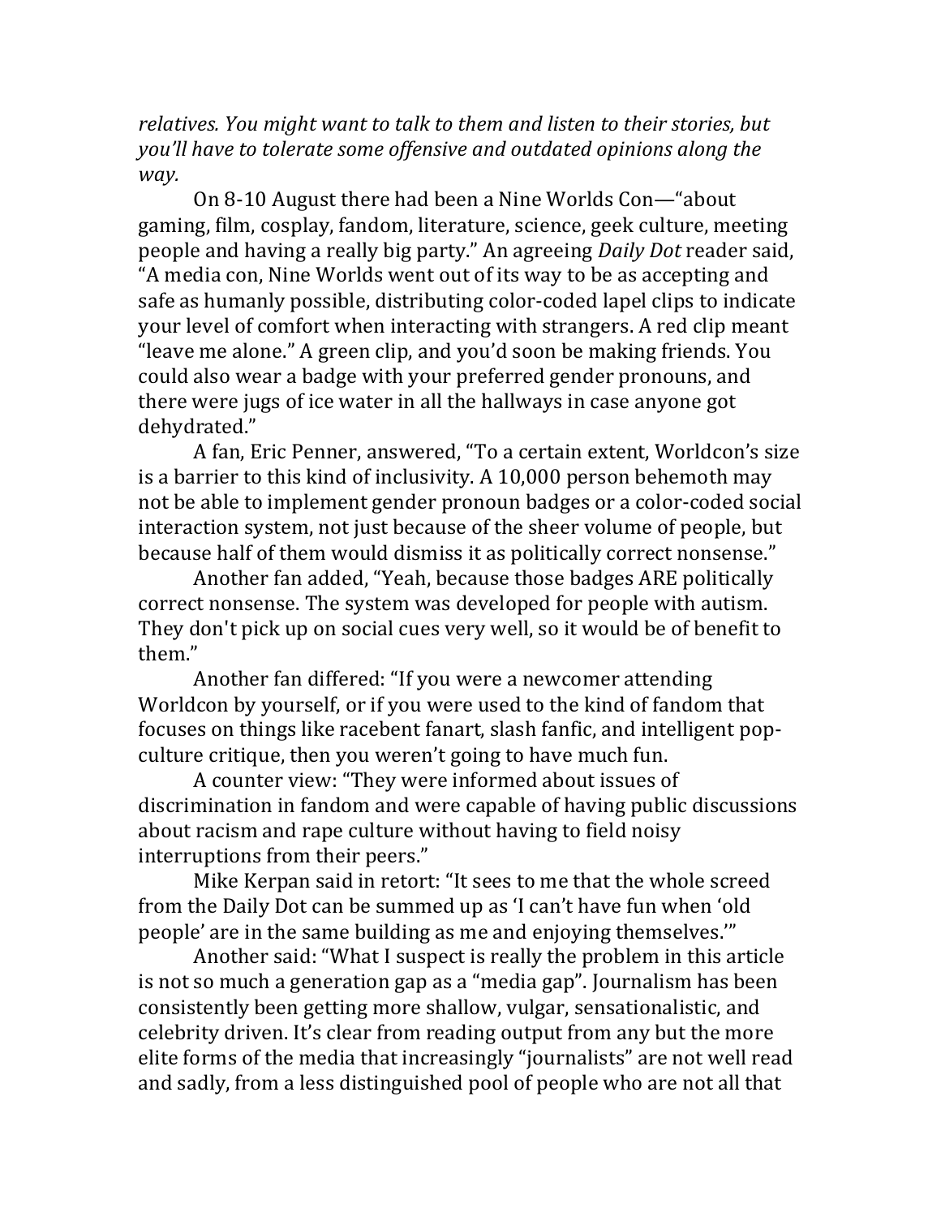*relatives. You might want to talk to them and listen to their stories, but you'll have to tolerate some offensive and outdated opinions along the way.*

On 8-10 August there had been a Nine Worlds Con—"about gaming, film, cosplay, fandom, literature, science, geek culture, meeting people and having a really big party." An agreeing *Daily Dot* reader said, "A media con, Nine Worlds went out of its way to be as accepting and safe as humanly possible, distributing color-coded lapel clips to indicate your level of comfort when interacting with strangers. A red clip meant "leave me alone." A green clip, and you'd soon be making friends. You could also wear a badge with your preferred gender pronouns, and there were jugs of ice water in all the hallways in case anyone got dehydrated."

A fan, Eric Penner, answered, "To a certain extent, Worldcon's size is a barrier to this kind of inclusivity. A 10,000 person behemoth may not be able to implement gender pronoun badges or a color-coded social interaction system, not just because of the sheer volume of people, but because half of them would dismiss it as politically correct nonsense."

Another fan added, "Yeah, because those badges ARE politically correct nonsense. The system was developed for people with autism. They don't pick up on social cues very well, so it would be of benefit to them."

Another fan differed: "If you were a newcomer attending Worldcon by yourself, or if you were used to the kind of fandom that focuses on things like racebent fanart, slash fanfic, and intelligent pop-culture critique, then you weren't going to have much fun.

A counter view: "They were informed about issues of discrimination in fandom and were capable of having public discussions about racism and rape culture without having to field noisy interruptions from their peers."

Mike Kerpan said in retort: "It sees to me that the whole screed from the Daily Dot can be summed up as 'I can't have fun when 'old people' are in the same building as me and enjoying themselves.'"

Another said: "What I suspect is really the problem in this article is not so much a generation gap as a "media gap". Journalism has been consistently been getting more shallow, vulgar, sensationalistic, and celebrity driven. It's clear from reading output from any but the more elite forms of the media that increasingly "journalists" are not well read and sadly, from a less distinguished pool of people who are not all that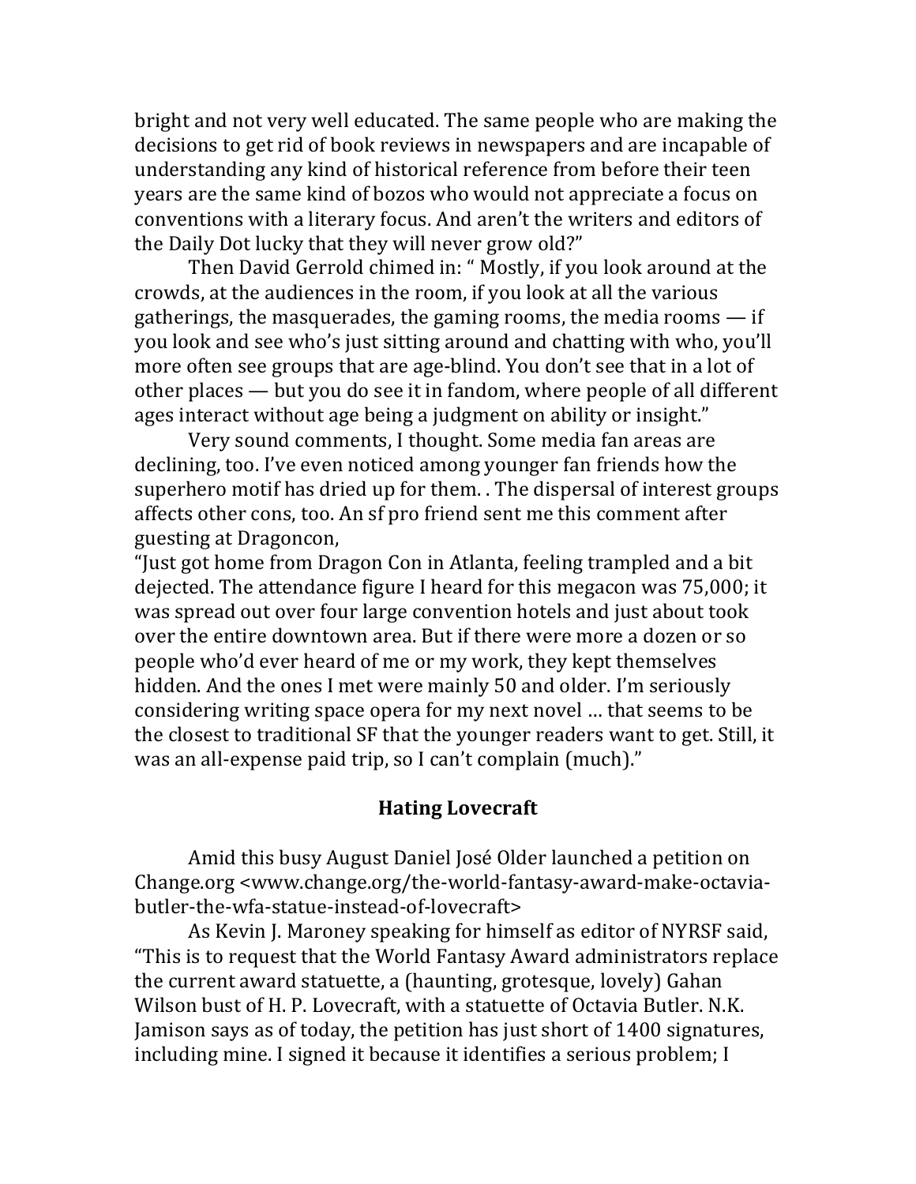bright and not very well educated. The same people who are making the decisions to get rid of book reviews in newspapers and are incapable of understanding any kind of historical reference from before their teen years are the same kind of bozos who would not appreciate a focus on conventions with a literary focus. And aren't the writers and editors of the Daily Dot lucky that they will never grow old?"

Then David Gerrold chimed in: " Mostly, if you look around at the crowds, at the audiences in the room, if you look at all the various gatherings, the masquerades, the gaming rooms, the media rooms — if you look and see who's just sitting around and chatting with who, you'll more often see groups that are age-blind. You don't see that in a lot of other places — but you do see it in fandom, where people of all different ages interact without age being a judgment on ability or insight."

Very sound comments, I thought. Some media fan areas are declining, too. I've even noticed among younger fan friends how the superhero motif has dried up for them. . The dispersal of interest groups affects other cons, too. An sf pro friend sent me this comment after guesting at Dragoncon,

"Just got home from Dragon Con in Atlanta, feeling trampled and a bit dejected. The attendance figure I heard for this megacon was 75,000; it was spread out over four large convention hotels and just about took over the entire downtown area. But if there were more a dozen or so people who'd ever heard of me or my work, they kept themselves hidden. And the ones I met were mainly 50 and older. I'm seriously considering writing space opera for my next novel … that seems to be the closest to traditional SF that the younger readers want to get. Still, it was an all-expense paid trip, so I can't complain (much)."

## Hating Lovecraft

Amid this busy August Daniel José Older launched a petition on Change.org <www.change.org/the-world-fantasy-award-make-octavia-butler-the-wfa-statue-instead-of-lovecraft>

As Kevin J. Maroney speaking for himself as editor of NYRSF said, "This is to request that the World Fantasy Award administrators replace the current award statuette, a (haunting, grotesque, lovely) Gahan Wilson bust of H. P. Lovecraft, with a statuette of Octavia Butler. N.K. Jamison says as of today, the petition has just short of 1400 signatures, including mine. I signed it because it identifies a serious problem; I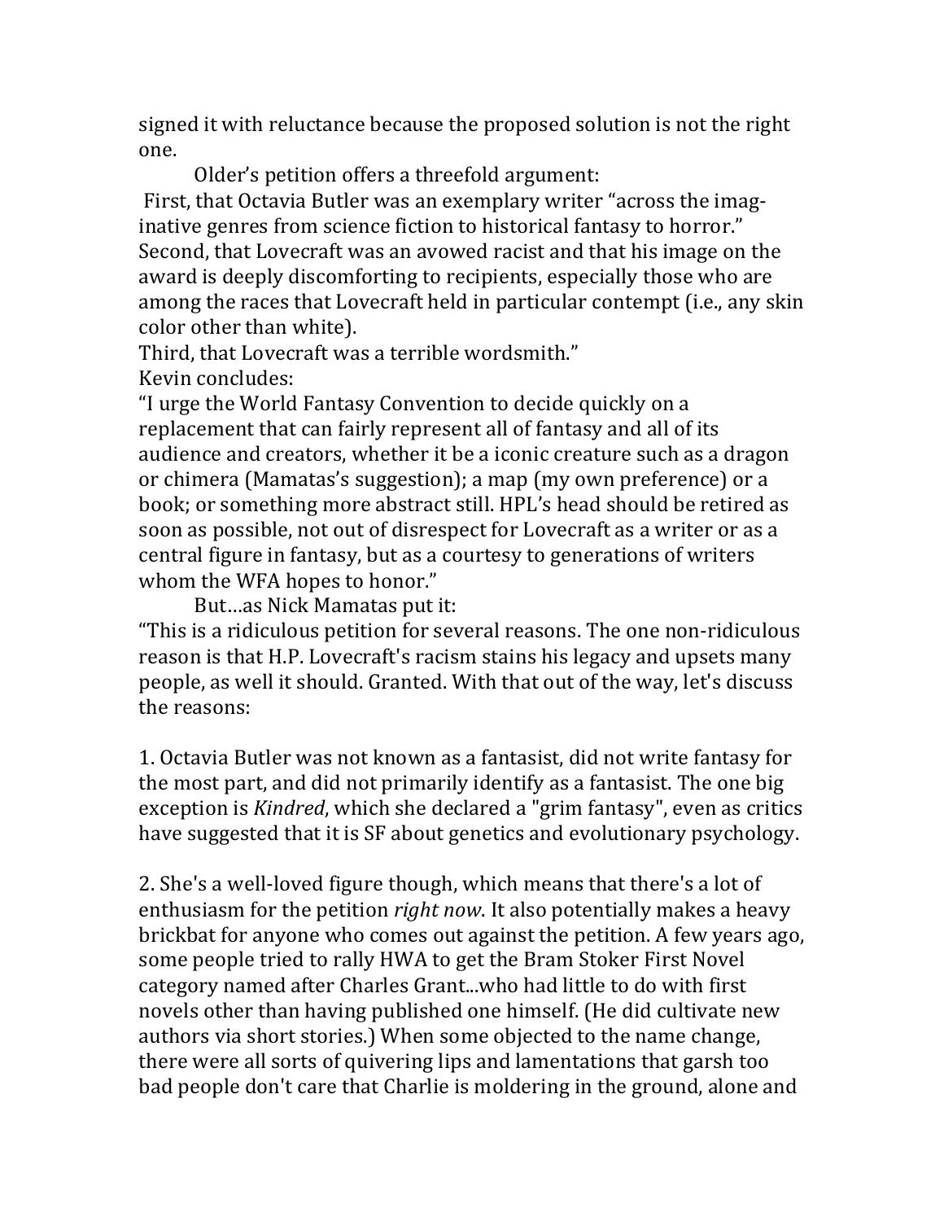signed it with reluctance because the proposed solution is not the right one.

Older's petition offers a threefold argument:

First, that Octavia Butler was an exemplary writer "across the imaginative genres from science fiction to historical fantasy to horror."

Second, that Lovecraft was an avowed racist and that his image on the award is deeply discomforting to recipients, especially those who are among the races that Lovecraft held in particular contempt (i.e., any skin color other than white).

Third, that Lovecraft was a terrible wordsmith."

Kevin concludes:

"I urge the World Fantasy Convention to decide quickly on a replacement that can fairly represent all of fantasy and all of its audience and creators, whether it be a iconic creature such as a dragon or chimera (Mamatas's suggestion); a map (my own preference) or a book; or something more abstract still. HPL's head should be retired as soon as possible, not out of disrespect for Lovecraft as a writer or as a central figure in fantasy, but as a courtesy to generations of writers whom the WFA hopes to honor."

But…as Nick Mamatas put it:

"This is a ridiculous petition for several reasons. The one non-ridiculous reason is that H.P. Lovecraft's racism stains his legacy and upsets many people, as well it should. Granted. With that out of the way, let's discuss the reasons:

1. Octavia Butler was not known as a fantasist, did not write fantasy for the most part, and did not primarily identify as a fantasist. The one big exception is *Kindred*, which she declared a "grim fantasy", even as critics have suggested that it is SF about genetics and evolutionary psychology.

2. She's a well-loved figure though, which means that there's a lot of enthusiasm for the petition *right now*. It also potentially makes a heavy brickbat for anyone who comes out against the petition. A few years ago, some people tried to rally HWA to get the Bram Stoker First Novel category named after Charles Grant...who had little to do with first novels other than having published one himself. (He did cultivate new authors via short stories.) When some objected to the name change, there were all sorts of quivering lips and lamentations that garsh too bad people don't care that Charlie is moldering in the ground, alone and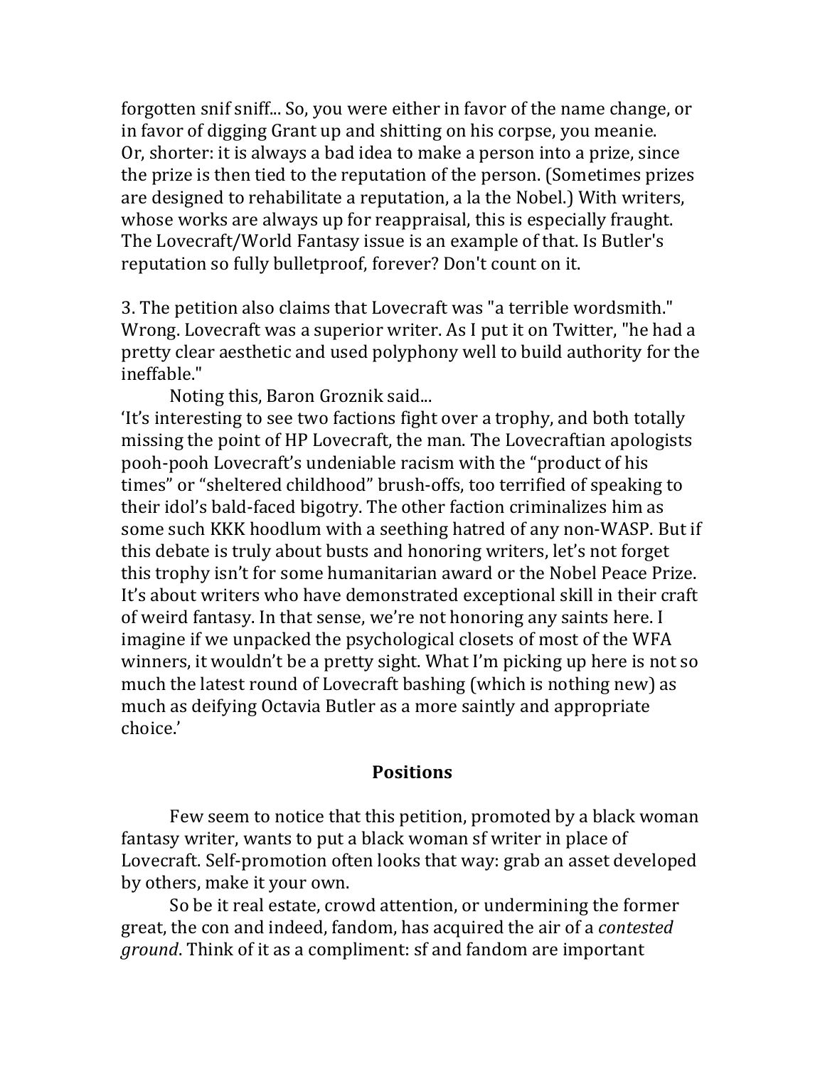forgotten snif sniff... So, you were either in favor of the name change, or in favor of digging Grant up and shitting on his corpse, you meanie. Or, shorter: it is always a bad idea to make a person into a prize, since the prize is then tied to the reputation of the person. (Sometimes prizes are designed to rehabilitate a reputation, a la the Nobel.) With writers, whose works are always up for reappraisal, this is especially fraught. The Lovecraft/World Fantasy issue is an example of that. Is Butler's reputation so fully bulletproof, forever? Don't count on it.

3. The petition also claims that Lovecraft was "a terrible wordsmith." Wrong. Lovecraft was a superior writer. As I put it on Twitter, "he had a pretty clear aesthetic and used polyphony well to build authority for the ineffable."

Noting this, Baron Groznik said...

'It's interesting to see two factions fight over a trophy, and both totally missing the point of HP Lovecraft, the man. The Lovecraftian apologists pooh-pooh Lovecraft's undeniable racism with the "product of his times" or "sheltered childhood" brush-offs, too terrified of speaking to their idol's bald-faced bigotry. The other faction criminalizes him as some such KKK hoodlum with a seething hatred of any non-WASP. But if this debate is truly about busts and honoring writers, let's not forget this trophy isn't for some humanitarian award or the Nobel Peace Prize. It's about writers who have demonstrated exceptional skill in their craft of weird fantasy. In that sense, we're not honoring any saints here. I imagine if we unpacked the psychological closets of most of the WFA winners, it wouldn't be a pretty sight. What I'm picking up here is not so much the latest round of Lovecraft bashing (which is nothing new) as much as deifying Octavia Butler as a more saintly and appropriate choice.'

## Positions

Few seem to notice that this petition, promoted by a black woman fantasy writer, wants to put a black woman sf writer in place of Lovecraft. Self-promotion often looks that way: grab an asset developed by others, make it your own.

So be it real estate, crowd attention, or undermining the former great, the con and indeed, fandom, has acquired the air of a *contested ground*. Think of it as a compliment: sf and fandom are important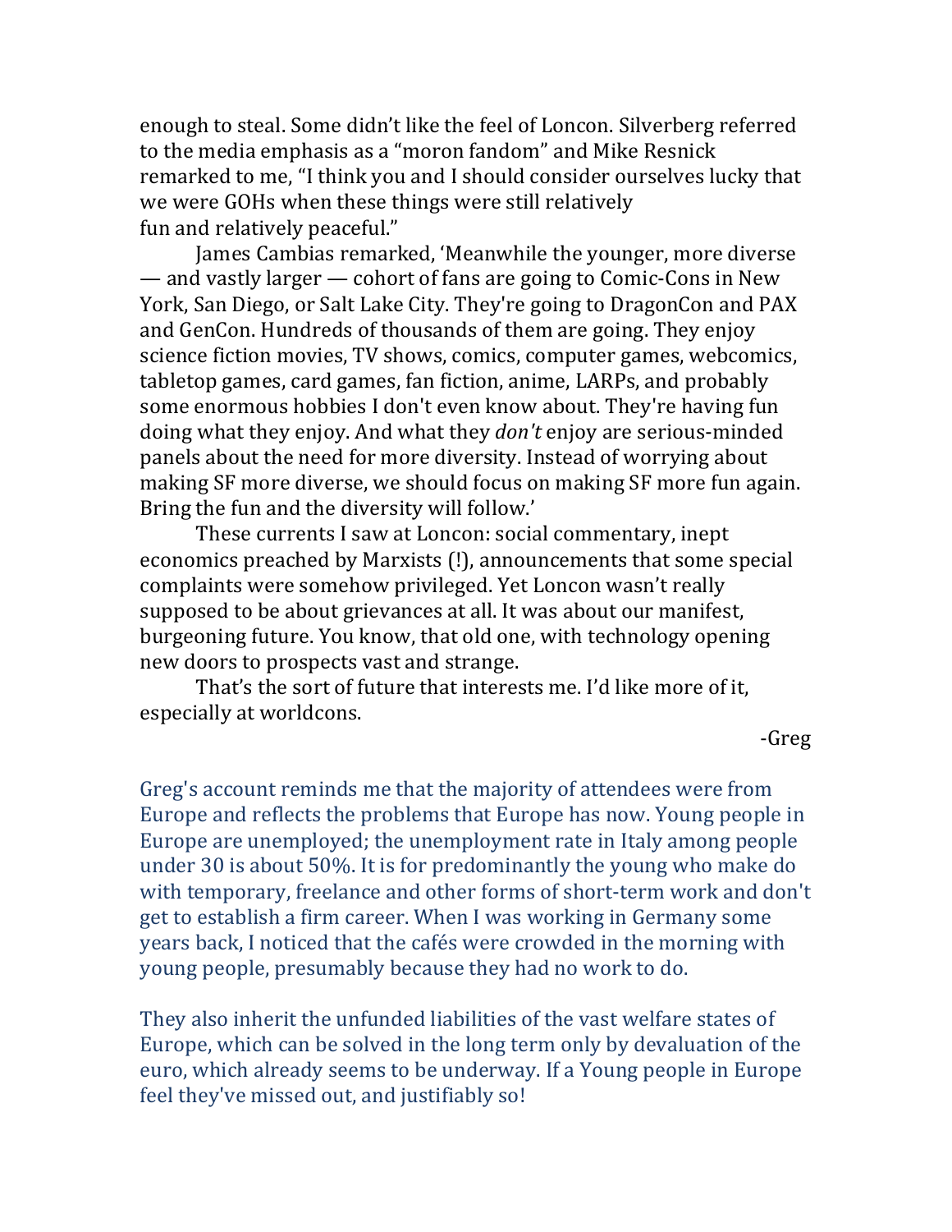enough to steal. Some didn't like the feel of Loncon. Silverberg referred to the media emphasis as a "moron fandom" and Mike Resnick remarked to me, "I think you and I should consider ourselves lucky that we were GOHs when these things were still relatively fun and relatively peaceful."

James Cambias remarked, 'Meanwhile the younger, more diverse — and vastly larger — cohort of fans are going to Comic-Cons in New York, San Diego, or Salt Lake City. They're going to DragonCon and PAX and GenCon. Hundreds of thousands of them are going. They enjoy science fiction movies, TV shows, comics, computer games, webcomics, tabletop games, card games, fan fiction, anime, LARPs, and probably some enormous hobbies I don't even know about. They're having fun doing what they enjoy. And what they *don't* enjoy are serious-minded panels about the need for more diversity. Instead of worrying about making SF more diverse, we should focus on making SF more fun again. Bring the fun and the diversity will follow.'

These currents I saw at Loncon: social commentary, inept economics preached by Marxists (!), announcements that some special complaints were somehow privileged. Yet Loncon wasn't really supposed to be about grievances at all. It was about our manifest, burgeoning future. You know, that old one, with technology opening new doors to prospects vast and strange.

That's the sort of future that interests me. I'd like more of it, especially at worldcons.

-Greg

Greg's account reminds me that the majority of attendees were from Europe and reflects the problems that Europe has now. Young people in Europe are unemployed; the unemployment rate in Italy among people under 30 is about 50%. It is for predominantly the young who make do with temporary, freelance and other forms of short-term work and don't get to establish a firm career. When I was working in Germany some years back, I noticed that the cafés were crowded in the morning with young people, presumably because they had no work to do.

They also inherit the unfunded liabilities of the vast welfare states of Europe, which can be solved in the long term only by devaluation of the euro, which already seems to be underway. If a Young people in Europe feel they've missed out, and justifiably so!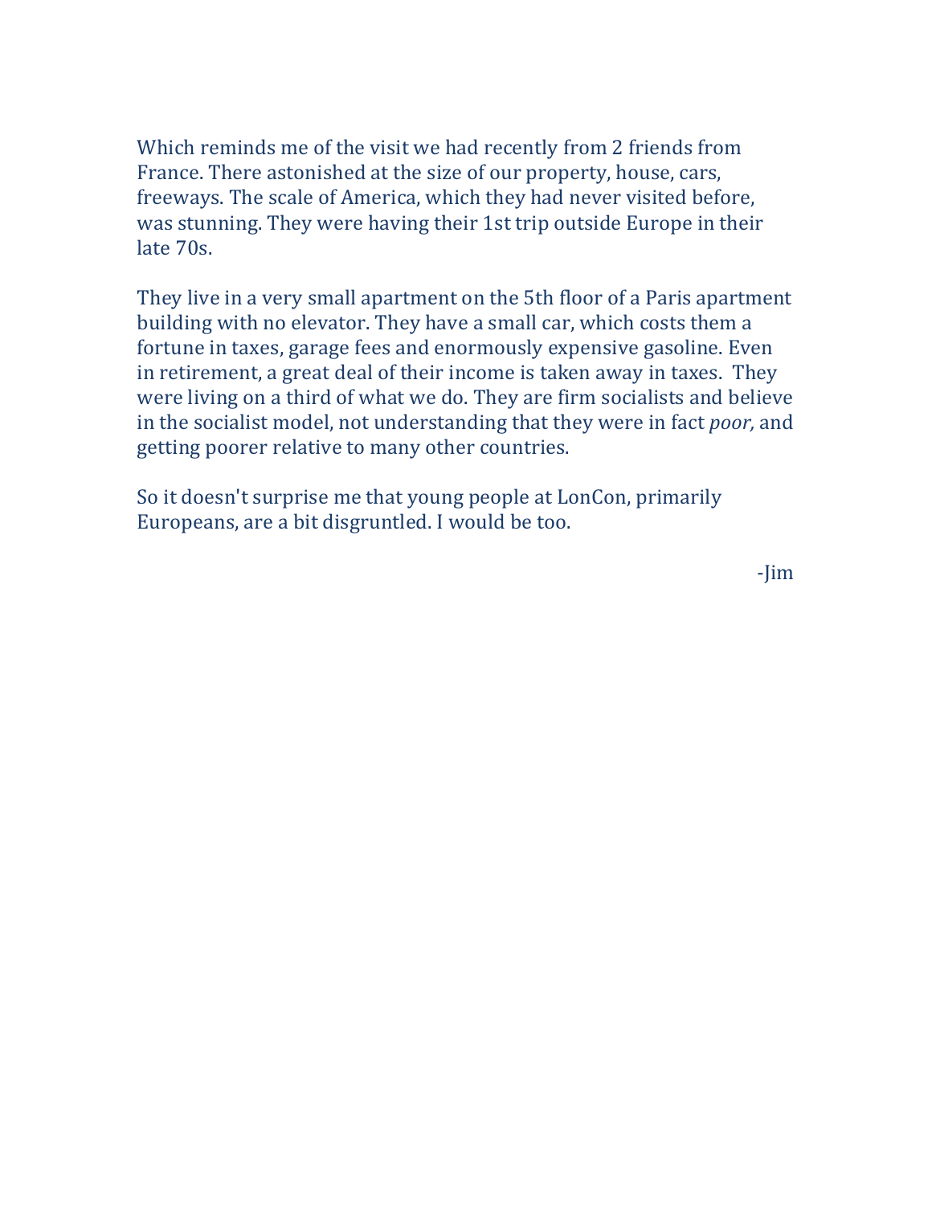Which reminds me of the visit we had recently from 2 friends from France. There astonished at the size of our property, house, cars, freeways. The scale of America, which they had never visited before, was stunning. They were having their 1st trip outside Europe in their late 70s.

They live in a very small apartment on the 5th floor of a Paris apartment building with no elevator. They have a small car, which costs them a fortune in taxes, garage fees and enormously expensive gasoline. Even in retirement, a great deal of their income is taken away in taxes. They were living on a third of what we do. They are firm socialists and believe in the socialist model, not understanding that they were in fact *poor,* and getting poorer relative to many other countries.

So it doesn't surprise me that young people at LonCon, primarily Europeans, are a bit disgruntled. I would be too.

-Jim